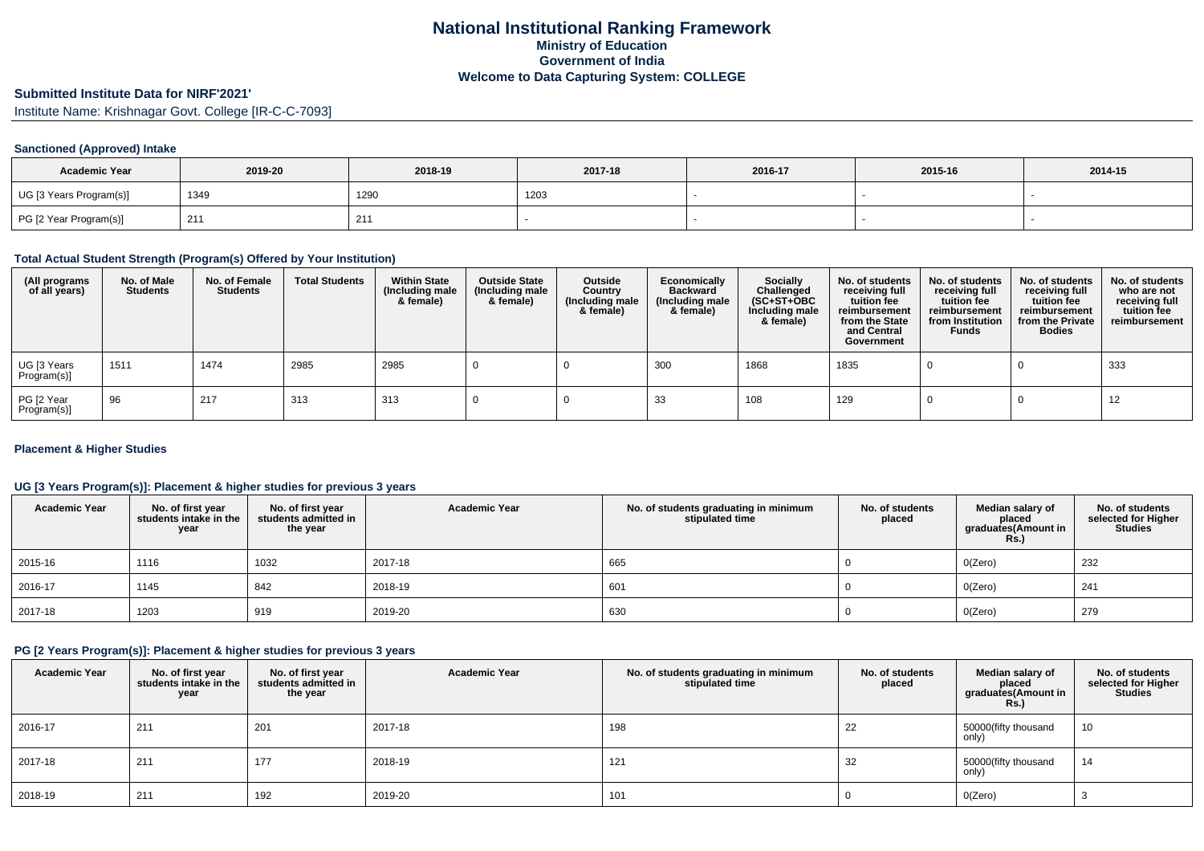# National Institutional Ranking Framework
## Ministry of Education
## Government of India
## Welcome to Data Capturing System: COLLEGE

## Submitted Institute Data for NIRF'2021'

Institute Name: Krishnagar Govt. College [IR-C-C-7093]

### Sanctioned (Approved) Intake

| Academic Year | 2019-20 | 2018-19 | 2017-18 | 2016-17 | 2015-16 | 2014-15 |
|---|---|---|---|---|---|---|
| UG [3 Years Program(s)] | 1349 | 1290 | 1203 | - | - | - |
| PG [2 Year Program(s)] | 211 | 211 | - | - | - | - |

### Total Actual Student Strength (Program(s) Offered by Your Institution)

| (All programs of all years) | No. of Male Students | No. of Female Students | Total Students | Within State (Including male & female) | Outside State (Including male & female) | Outside Country (Including male & female) | Economically Backward (Including male & female) | Socially Challenged (SC+ST+OBC Including male & female) | No. of students receiving full tuition fee reimbursement from the State and Central Government | No. of students receiving full tuition fee reimbursement from Institution Funds | No. of students receiving full tuition fee reimbursement from the Private Bodies | No. of students who are not receiving full tuition fee reimbursement |
|---|---|---|---|---|---|---|---|---|---|---|---|---|
| UG [3 Years Program(s)] | 1511 | 1474 | 2985 | 2985 | 0 | 0 | 300 | 1868 | 1835 | 0 | 0 | 333 |
| PG [2 Year Program(s)] | 96 | 217 | 313 | 313 | 0 | 0 | 33 | 108 | 129 | 0 | 0 | 12 |

### Placement & Higher Studies

### UG [3 Years Program(s)]: Placement & higher studies for previous 3 years

| Academic Year | No. of first year students intake in the year | No. of first year students admitted in the year | Academic Year | No. of students graduating in minimum stipulated time | No. of students placed | Median salary of placed graduates(Amount in Rs.) | No. of students selected for Higher Studies |
|---|---|---|---|---|---|---|---|
| 2015-16 | 1116 | 1032 | 2017-18 | 665 | 0 | 0(Zero) | 232 |
| 2016-17 | 1145 | 842 | 2018-19 | 601 | 0 | 0(Zero) | 241 |
| 2017-18 | 1203 | 919 | 2019-20 | 630 | 0 | 0(Zero) | 279 |

### PG [2 Years Program(s)]: Placement & higher studies for previous 3 years

| Academic Year | No. of first year students intake in the year | No. of first year students admitted in the year | Academic Year | No. of students graduating in minimum stipulated time | No. of students placed | Median salary of placed graduates(Amount in Rs.) | No. of students selected for Higher Studies |
|---|---|---|---|---|---|---|---|
| 2016-17 | 211 | 201 | 2017-18 | 198 | 22 | 50000(fifty thousand only) | 10 |
| 2017-18 | 211 | 177 | 2018-19 | 121 | 32 | 50000(fifty thousand only) | 14 |
| 2018-19 | 211 | 192 | 2019-20 | 101 | 0 | 0(Zero) | 3 |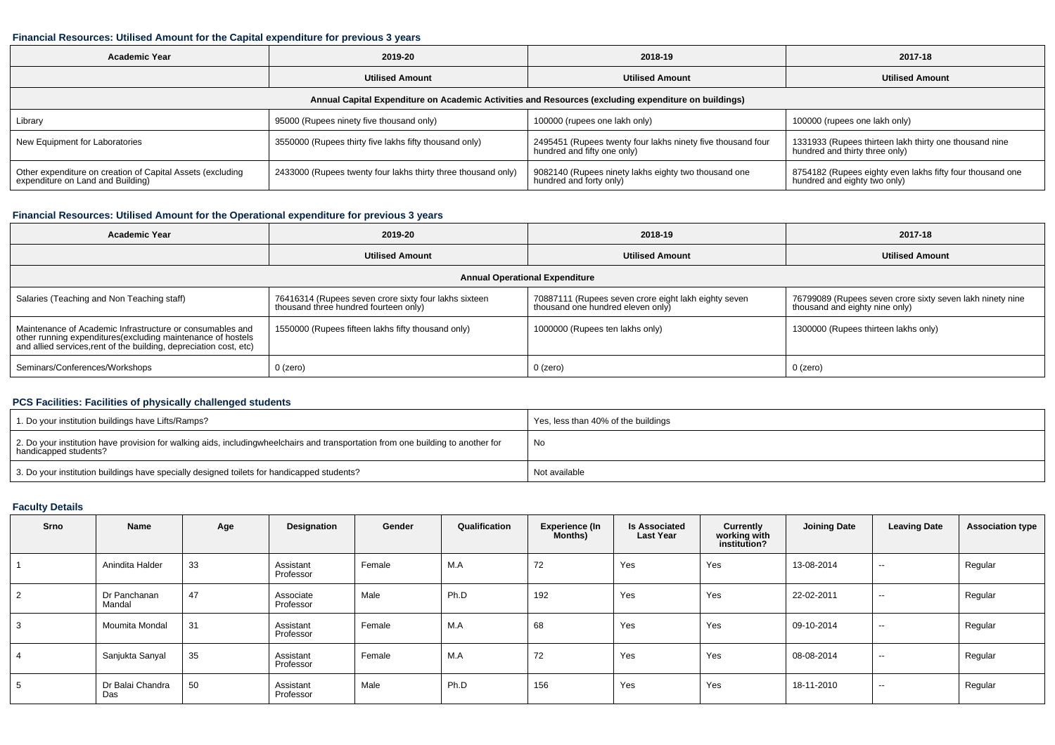### Financial Resources: Utilised Amount for the Capital expenditure for previous 3 years

| Academic Year | 2019-20 | 2018-19 | 2017-18 |
|---|---|---|---|
| | Utilised Amount | Utilised Amount | Utilised Amount |
| Annual Capital Expenditure on Academic Activities and Resources (excluding expenditure on buildings) | | | |
| Library | 95000 (Rupees ninety five thousand only) | 100000 (rupees one lakh only) | 100000 (rupees one lakh only) |
| New Equipment for Laboratories | 3550000 (Rupees thirty five lakhs fifty thousand only) | 2495451 (Rupees twenty four lakhs ninety five thousand four hundred and fifty one only) | 1331933 (Rupees thirteen lakh thirty one thousand nine hundred and thirty three only) |
| Other expenditure on creation of Capital Assets (excluding expenditure on Land and Building) | 2433000 (Rupees twenty four lakhs thirty three thousand only) | 9082140 (Rupees ninety lakhs eighty two thousand one hundred and forty only) | 8754182 (Rupees eighty even lakhs fifty four thousand one hundred and eighty two only) |

### Financial Resources: Utilised Amount for the Operational expenditure for previous 3 years

| Academic Year | 2019-20 | 2018-19 | 2017-18 |
|---|---|---|---|
| | Utilised Amount | Utilised Amount | Utilised Amount |
| Annual Operational Expenditure | | | |
| Salaries (Teaching and Non Teaching staff) | 76416314 (Rupees seven crore sixty four lakhs sixteen thousand three hundred fourteen only) | 70887111 (Rupees seven crore eight lakh eighty seven thousand one hundred eleven only) | 76799089 (Rupees seven crore sixty seven lakh ninety nine thousand and eighty nine only) |
| Maintenance of Academic Infrastructure or consumables and other running expenditures(excluding maintenance of hostels and allied services,rent of the building, depreciation cost, etc) | 1550000 (Rupees fifteen lakhs fifty thousand only) | 1000000 (Rupees ten lakhs only) | 1300000 (Rupees thirteen lakhs only) |
| Seminars/Conferences/Workshops | 0 (zero) | 0 (zero) | 0 (zero) |

### PCS Facilities: Facilities of physically challenged students

| | |
|---|---|
| 1. Do your institution buildings have Lifts/Ramps? | Yes, less than 40% of the buildings |
| 2. Do your institution have provision for walking aids, includingwheelchairs and transportation from one building to another for handicapped students? | No |
| 3. Do your institution buildings have specially designed toilets for handicapped students? | Not available |

### Faculty Details

| Srno | Name | Age | Designation | Gender | Qualification | Experience (In Months) | Is Associated Last Year | Currently working with institution? | Joining Date | Leaving Date | Association type |
|---|---|---|---|---|---|---|---|---|---|---|---|
| 1 | Anindita Halder | 33 | Assistant Professor | Female | M.A | 72 | Yes | Yes | 13-08-2014 | -- | Regular |
| 2 | Dr Panchanan Mandal | 47 | Associate Professor | Male | Ph.D | 192 | Yes | Yes | 22-02-2011 | -- | Regular |
| 3 | Moumita Mondal | 31 | Assistant Professor | Female | M.A | 68 | Yes | Yes | 09-10-2014 | -- | Regular |
| 4 | Sanjukta Sanyal | 35 | Assistant Professor | Female | M.A | 72 | Yes | Yes | 08-08-2014 | -- | Regular |
| 5 | Dr Balai Chandra Das | 50 | Assistant Professor | Male | Ph.D | 156 | Yes | Yes | 18-11-2010 | -- | Regular |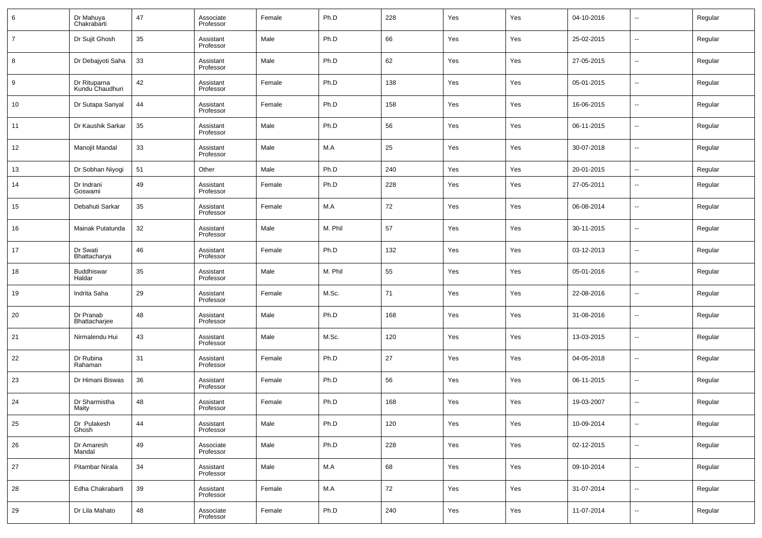| 6 | Dr Mahuya Chakrabarti | 47 | Associate Professor | Female | Ph.D | 228 | Yes | Yes | 04-10-2016 | -- | Regular |
|---|---|---|---|---|---|---|---|---|---|---|---|
| 7 | Dr Sujit Ghosh | 35 | Assistant Professor | Male | Ph.D | 66 | Yes | Yes | 25-02-2015 | -- | Regular |
| 8 | Dr Debajyoti Saha | 33 | Assistant Professor | Male | Ph.D | 62 | Yes | Yes | 27-05-2015 | -- | Regular |
| 9 | Dr Rituparna Kundu Chaudhuri | 42 | Assistant Professor | Female | Ph.D | 138 | Yes | Yes | 05-01-2015 | -- | Regular |
| 10 | Dr Sutapa Sanyal | 44 | Assistant Professor | Female | Ph.D | 158 | Yes | Yes | 16-06-2015 | -- | Regular |
| 11 | Dr Kaushik Sarkar | 35 | Assistant Professor | Male | Ph.D | 56 | Yes | Yes | 06-11-2015 | -- | Regular |
| 12 | Manojit Mandal | 33 | Assistant Professor | Male | M.A | 25 | Yes | Yes | 30-07-2018 | -- | Regular |
| 13 | Dr Sobhan Niyogi | 51 | Other | Male | Ph.D | 240 | Yes | Yes | 20-01-2015 | -- | Regular |
| 14 | Dr Indrani Goswami | 49 | Assistant Professor | Female | Ph.D | 228 | Yes | Yes | 27-05-2011 | -- | Regular |
| 15 | Debahuti Sarkar | 35 | Assistant Professor | Female | M.A | 72 | Yes | Yes | 06-08-2014 | -- | Regular |
| 16 | Mainak Putatunda | 32 | Assistant Professor | Male | M. Phil | 57 | Yes | Yes | 30-11-2015 | -- | Regular |
| 17 | Dr Swati Bhattacharya | 46 | Assistant Professor | Female | Ph.D | 132 | Yes | Yes | 03-12-2013 | -- | Regular |
| 18 | Buddhiswar Haldar | 35 | Assistant Professor | Male | M. Phil | 55 | Yes | Yes | 05-01-2016 | -- | Regular |
| 19 | Indrita Saha | 29 | Assistant Professor | Female | M.Sc. | 71 | Yes | Yes | 22-08-2016 | -- | Regular |
| 20 | Dr Pranab Bhattacharjee | 48 | Assistant Professor | Male | Ph.D | 168 | Yes | Yes | 31-08-2016 | -- | Regular |
| 21 | Nirmalendu Hui | 43 | Assistant Professor | Male | M.Sc. | 120 | Yes | Yes | 13-03-2015 | -- | Regular |
| 22 | Dr Rubina Rahaman | 31 | Assistant Professor | Female | Ph.D | 27 | Yes | Yes | 04-05-2018 | -- | Regular |
| 23 | Dr Himani Biswas | 36 | Assistant Professor | Female | Ph.D | 56 | Yes | Yes | 06-11-2015 | -- | Regular |
| 24 | Dr Sharmistha Maity | 48 | Assistant Professor | Female | Ph.D | 168 | Yes | Yes | 19-03-2007 | -- | Regular |
| 25 | Dr Pulakesh Ghosh | 44 | Assistant Professor | Male | Ph.D | 120 | Yes | Yes | 10-09-2014 | -- | Regular |
| 26 | Dr Amaresh Mandal | 49 | Associate Professor | Male | Ph.D | 228 | Yes | Yes | 02-12-2015 | -- | Regular |
| 27 | Pitambar Nirala | 34 | Assistant Professor | Male | M.A | 68 | Yes | Yes | 09-10-2014 | -- | Regular |
| 28 | Edha Chakrabarti | 39 | Assistant Professor | Female | M.A | 72 | Yes | Yes | 31-07-2014 | -- | Regular |
| 29 | Dr Lila Mahato | 48 | Associate Professor | Female | Ph.D | 240 | Yes | Yes | 11-07-2014 | -- | Regular |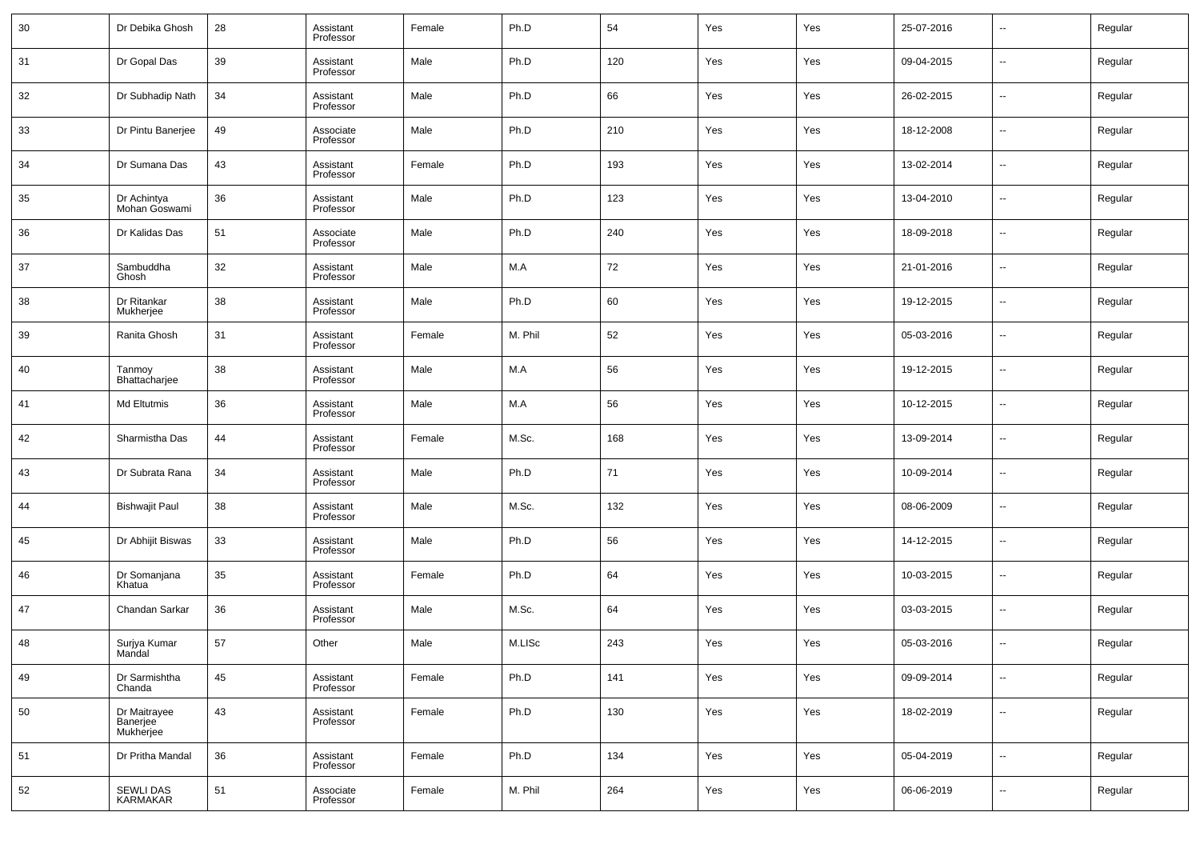| 30 | Dr Debika Ghosh | 28 | Assistant Professor | Female | Ph.D | 54 | Yes | Yes | 25-07-2016 | -- | Regular |
|---|---|---|---|---|---|---|---|---|---|---|---|
| 31 | Dr Gopal Das | 39 | Assistant Professor | Male | Ph.D | 120 | Yes | Yes | 09-04-2015 | -- | Regular |
| 32 | Dr Subhadip Nath | 34 | Assistant Professor | Male | Ph.D | 66 | Yes | Yes | 26-02-2015 | -- | Regular |
| 33 | Dr Pintu Banerjee | 49 | Associate Professor | Male | Ph.D | 210 | Yes | Yes | 18-12-2008 | -- | Regular |
| 34 | Dr Sumana Das | 43 | Assistant Professor | Female | Ph.D | 193 | Yes | Yes | 13-02-2014 | -- | Regular |
| 35 | Dr Achintya Mohan Goswami | 36 | Assistant Professor | Male | Ph.D | 123 | Yes | Yes | 13-04-2010 | -- | Regular |
| 36 | Dr Kalidas Das | 51 | Associate Professor | Male | Ph.D | 240 | Yes | Yes | 18-09-2018 | -- | Regular |
| 37 | Sambuddha Ghosh | 32 | Assistant Professor | Male | M.A | 72 | Yes | Yes | 21-01-2016 | -- | Regular |
| 38 | Dr Ritankar Mukherjee | 38 | Assistant Professor | Male | Ph.D | 60 | Yes | Yes | 19-12-2015 | -- | Regular |
| 39 | Ranita Ghosh | 31 | Assistant Professor | Female | M. Phil | 52 | Yes | Yes | 05-03-2016 | -- | Regular |
| 40 | Tanmoy Bhattacharjee | 38 | Assistant Professor | Male | M.A | 56 | Yes | Yes | 19-12-2015 | -- | Regular |
| 41 | Md Eltutmis | 36 | Assistant Professor | Male | M.A | 56 | Yes | Yes | 10-12-2015 | -- | Regular |
| 42 | Sharmistha Das | 44 | Assistant Professor | Female | M.Sc. | 168 | Yes | Yes | 13-09-2014 | -- | Regular |
| 43 | Dr Subrata Rana | 34 | Assistant Professor | Male | Ph.D | 71 | Yes | Yes | 10-09-2014 | -- | Regular |
| 44 | Bishwajit Paul | 38 | Assistant Professor | Male | M.Sc. | 132 | Yes | Yes | 08-06-2009 | -- | Regular |
| 45 | Dr Abhijit Biswas | 33 | Assistant Professor | Male | Ph.D | 56 | Yes | Yes | 14-12-2015 | -- | Regular |
| 46 | Dr Somanjana Khatua | 35 | Assistant Professor | Female | Ph.D | 64 | Yes | Yes | 10-03-2015 | -- | Regular |
| 47 | Chandan Sarkar | 36 | Assistant Professor | Male | M.Sc. | 64 | Yes | Yes | 03-03-2015 | -- | Regular |
| 48 | Surjya Kumar Mandal | 57 | Other | Male | M.LISc | 243 | Yes | Yes | 05-03-2016 | -- | Regular |
| 49 | Dr Sarmishtha Chanda | 45 | Assistant Professor | Female | Ph.D | 141 | Yes | Yes | 09-09-2014 | -- | Regular |
| 50 | Dr Maitrayee Banerjee Mukherjee | 43 | Assistant Professor | Female | Ph.D | 130 | Yes | Yes | 18-02-2019 | -- | Regular |
| 51 | Dr Pritha Mandal | 36 | Assistant Professor | Female | Ph.D | 134 | Yes | Yes | 05-04-2019 | -- | Regular |
| 52 | SEWLI DAS KARMAKAR | 51 | Associate Professor | Female | M. Phil | 264 | Yes | Yes | 06-06-2019 | -- | Regular |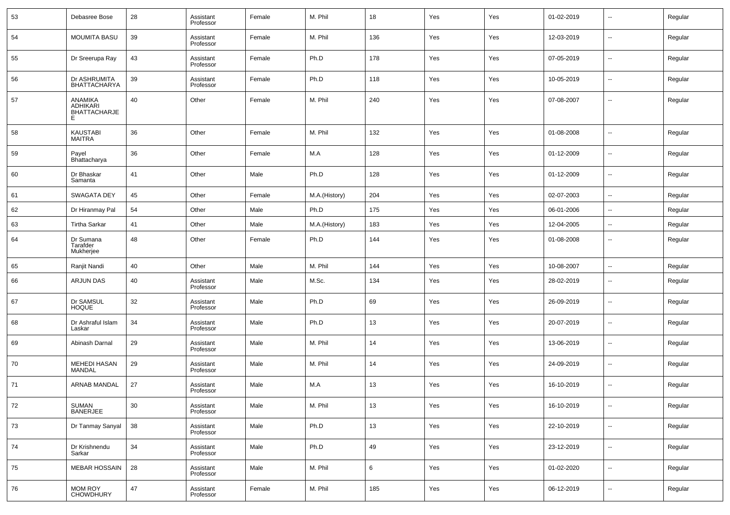| 53 | Debasree Bose | 28 | Assistant Professor | Female | M. Phil | 18 | Yes | Yes | 01-02-2019 | -- | Regular |
|---|---|---|---|---|---|---|---|---|---|---|---|
| 54 | MOUMITA BASU | 39 | Assistant Professor | Female | M. Phil | 136 | Yes | Yes | 12-03-2019 | -- | Regular |
| 55 | Dr Sreerupa Ray | 43 | Assistant Professor | Female | Ph.D | 178 | Yes | Yes | 07-05-2019 | -- | Regular |
| 56 | Dr ASHRUMITA BHATTACHARYA | 39 | Assistant Professor | Female | Ph.D | 118 | Yes | Yes | 10-05-2019 | -- | Regular |
| 57 | ANAMIKA ADHIKARI BHATTACHARJEE | 40 | Other | Female | M. Phil | 240 | Yes | Yes | 07-08-2007 | -- | Regular |
| 58 | KAUSTABI MAITRA | 36 | Other | Female | M. Phil | 132 | Yes | Yes | 01-08-2008 | -- | Regular |
| 59 | Payel Bhattacharya | 36 | Other | Female | M.A | 128 | Yes | Yes | 01-12-2009 | -- | Regular |
| 60 | Dr Bhaskar Samanta | 41 | Other | Male | Ph.D | 128 | Yes | Yes | 01-12-2009 | -- | Regular |
| 61 | SWAGATA DEY | 45 | Other | Female | M.A.(History) | 204 | Yes | Yes | 02-07-2003 | -- | Regular |
| 62 | Dr Hiranmay Pal | 54 | Other | Male | Ph.D | 175 | Yes | Yes | 06-01-2006 | -- | Regular |
| 63 | Tirtha Sarkar | 41 | Other | Male | M.A.(History) | 183 | Yes | Yes | 12-04-2005 | -- | Regular |
| 64 | Dr Sumana Tarafder Mukherjee | 48 | Other | Female | Ph.D | 144 | Yes | Yes | 01-08-2008 | -- | Regular |
| 65 | Ranjit Nandi | 40 | Other | Male | M. Phil | 144 | Yes | Yes | 10-08-2007 | -- | Regular |
| 66 | ARJUN DAS | 40 | Assistant Professor | Male | M.Sc. | 134 | Yes | Yes | 28-02-2019 | -- | Regular |
| 67 | Dr SAMSUL HOQUE | 32 | Assistant Professor | Male | Ph.D | 69 | Yes | Yes | 26-09-2019 | -- | Regular |
| 68 | Dr Ashraful Islam Laskar | 34 | Assistant Professor | Male | Ph.D | 13 | Yes | Yes | 20-07-2019 | -- | Regular |
| 69 | Abinash Darnal | 29 | Assistant Professor | Male | M. Phil | 14 | Yes | Yes | 13-06-2019 | -- | Regular |
| 70 | MEHEDI HASAN MANDAL | 29 | Assistant Professor | Male | M. Phil | 14 | Yes | Yes | 24-09-2019 | -- | Regular |
| 71 | ARNAB MANDAL | 27 | Assistant Professor | Male | M.A | 13 | Yes | Yes | 16-10-2019 | -- | Regular |
| 72 | SUMAN BANERJEE | 30 | Assistant Professor | Male | M. Phil | 13 | Yes | Yes | 16-10-2019 | -- | Regular |
| 73 | Dr Tanmay Sanyal | 38 | Assistant Professor | Male | Ph.D | 13 | Yes | Yes | 22-10-2019 | -- | Regular |
| 74 | Dr Krishnendu Sarkar | 34 | Assistant Professor | Male | Ph.D | 49 | Yes | Yes | 23-12-2019 | -- | Regular |
| 75 | MEBAR HOSSAIN | 28 | Assistant Professor | Male | M. Phil | 6 | Yes | Yes | 01-02-2020 | -- | Regular |
| 76 | MOM ROY CHOWDHURY | 47 | Assistant Professor | Female | M. Phil | 185 | Yes | Yes | 06-12-2019 | -- | Regular |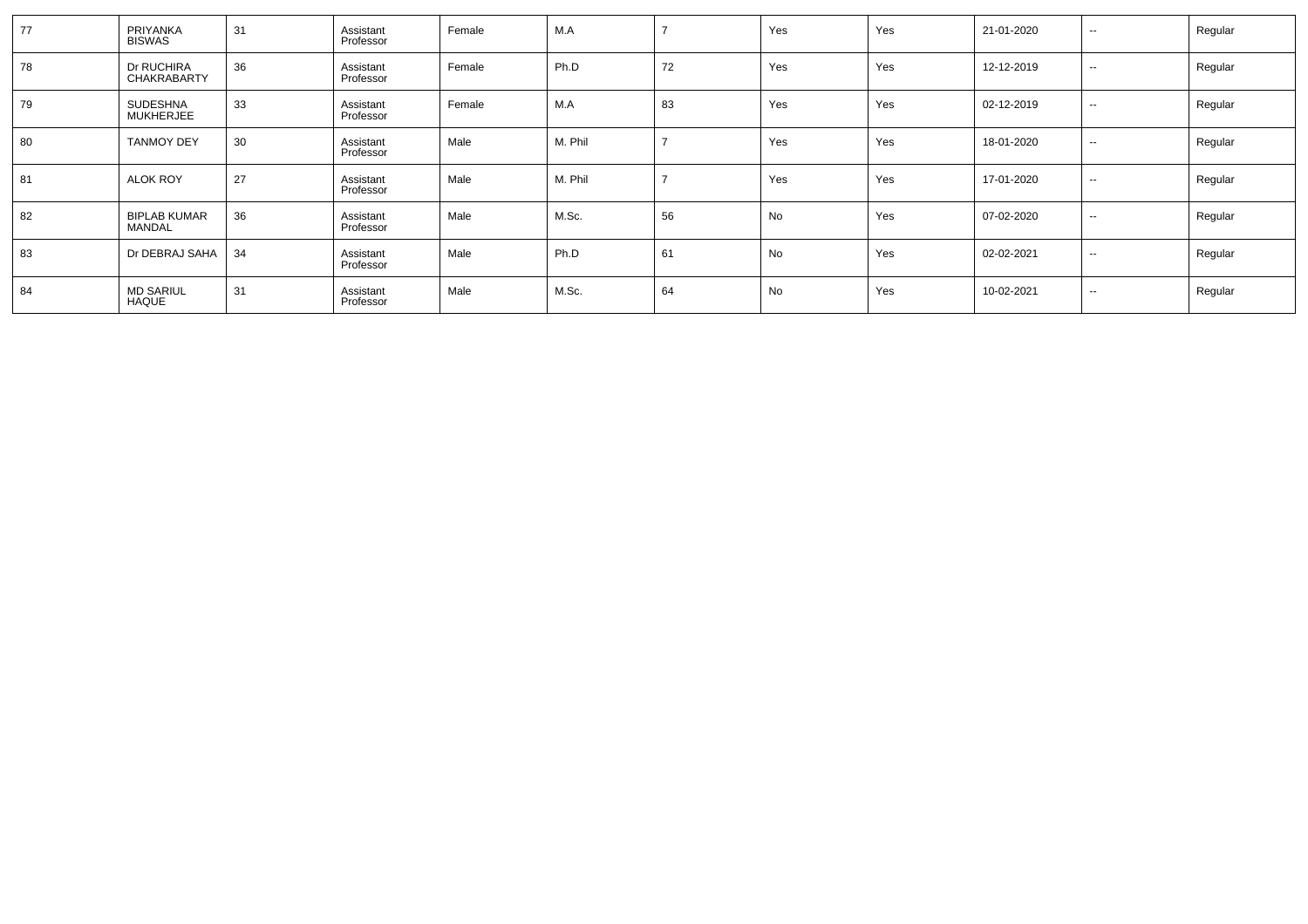| | | | | | | | | | | | |
|---|---|---|---|---|---|---|---|---|---|---|---|
| 77 | PRIYANKA BISWAS | 31 | Assistant Professor | Female | M.A | 7 | Yes | Yes | 21-01-2020 | -- | Regular |
| 78 | Dr RUCHIRA CHAKRABARTY | 36 | Assistant Professor | Female | Ph.D | 72 | Yes | Yes | 12-12-2019 | -- | Regular |
| 79 | SUDESHNA MUKHERJEE | 33 | Assistant Professor | Female | M.A | 83 | Yes | Yes | 02-12-2019 | -- | Regular |
| 80 | TANMOY DEY | 30 | Assistant Professor | Male | M. Phil | 7 | Yes | Yes | 18-01-2020 | -- | Regular |
| 81 | ALOK ROY | 27 | Assistant Professor | Male | M. Phil | 7 | Yes | Yes | 17-01-2020 | -- | Regular |
| 82 | BIPLAB KUMAR MANDAL | 36 | Assistant Professor | Male | M.Sc. | 56 | No | Yes | 07-02-2020 | -- | Regular |
| 83 | Dr DEBRAJ SAHA | 34 | Assistant Professor | Male | Ph.D | 61 | No | Yes | 02-02-2021 | -- | Regular |
| 84 | MD SARIUL HAQUE | 31 | Assistant Professor | Male | M.Sc. | 64 | No | Yes | 10-02-2021 | -- | Regular |